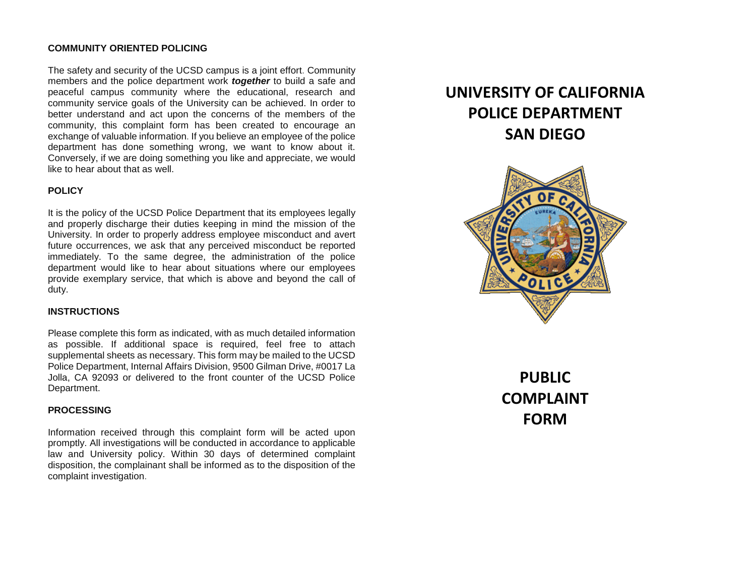## COMMUNITY ORIENTED POLICING

The safety and security of the UCSD campus is a joint effort. Community members and the police department work ***together*** to build a safe and peaceful campus community where the educational, research and community service goals of the University can be achieved. In order to better understand and act upon the concerns of the members of the community, this complaint form has been created to encourage an exchange of valuable information. If you believe an employee of the police department has done something wrong, we want to know about it. Conversely, if we are doing something you like and appreciate, we would like to hear about that as well.

## POLICY

It is the policy of the UCSD Police Department that its employees legally and properly discharge their duties keeping in mind the mission of the University. In order to properly address employee misconduct and avert future occurrences, we ask that any perceived misconduct be reported immediately. To the same degree, the administration of the police department would like to hear about situations where our employees provide exemplary service, that which is above and beyond the call of duty.

## INSTRUCTIONS

Please complete this form as indicated, with as much detailed information as possible. If additional space is required, feel free to attach supplemental sheets as necessary. This form may be mailed to the UCSD Police Department, Internal Affairs Division, 9500 Gilman Drive, #0017 La Jolla, CA 92093 or delivered to the front counter of the UCSD Police Department.

## PROCESSING

Information received through this complaint form will be acted upon promptly. All investigations will be conducted in accordance to applicable law and University policy. Within 30 days of determined complaint disposition, the complainant shall be informed as to the disposition of the complaint investigation.

# UNIVERSITY OF CALIFORNIA POLICE DEPARTMENT SAN DIEGO

# PUBLIC COMPLAINT FORM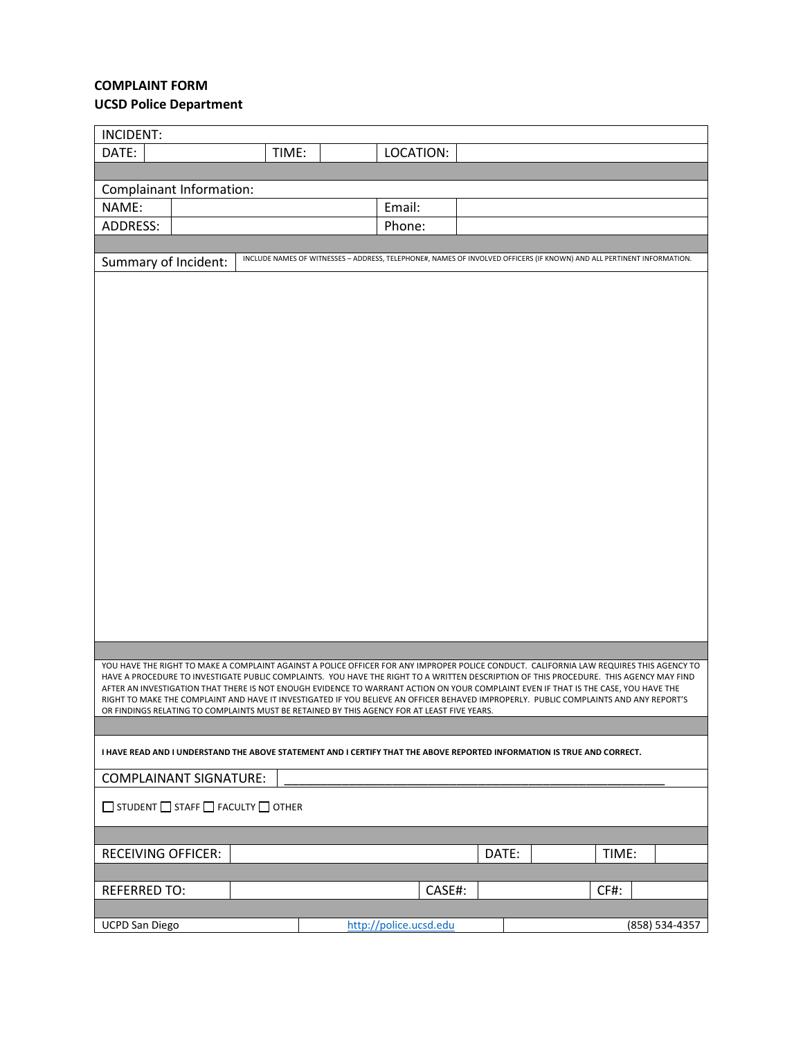**COMPLAINT FORM**
**UCSD Police Department**

| | | | | | |
|---|---|---|---|---|---|
| INCIDENT: | | | | | |
| DATE: | | TIME: | | LOCATION: | |

| | | | |
|---|---|---|---|
| Complainant Information: | | | |
| NAME: | | Email: | |
| ADDRESS: | | Phone: | |

| | |
|---|---|
| Summary of Incident: | INCLUDE NAMES OF WITNESSES – ADDRESS, TELEPHONE#, NAMES OF INVOLVED OFFICERS (IF KNOWN) AND ALL PERTINENT INFORMATION. |

YOU HAVE THE RIGHT TO MAKE A COMPLAINT AGAINST A POLICE OFFICER FOR ANY IMPROPER POLICE CONDUCT. CALIFORNIA LAW REQUIRES THIS AGENCY TO HAVE A PROCEDURE TO INVESTIGATE PUBLIC COMPLAINTS. YOU HAVE THE RIGHT TO A WRITTEN DESCRIPTION OF THIS PROCEDURE. THIS AGENCY MAY FIND AFTER AN INVESTIGATION THAT THERE IS NOT ENOUGH EVIDENCE TO WARRANT ACTION ON YOUR COMPLAINT EVEN IF THAT IS THE CASE, YOU HAVE THE RIGHT TO MAKE THE COMPLAINT AND HAVE IT INVESTIGATED IF YOU BELIEVE AN OFFICER BEHAVED IMPROPERLY. PUBLIC COMPLAINTS AND ANY REPORT'S OR FINDINGS RELATING TO COMPLAINTS MUST BE RETAINED BY THIS AGENCY FOR AT LEAST FIVE YEARS.

**I HAVE READ AND I UNDERSTAND THE ABOVE STATEMENT AND I CERTIFY THAT THE ABOVE REPORTED INFORMATION IS TRUE AND CORRECT.**

COMPLAINANT SIGNATURE: ________________________________________________________

☐ STUDENT ☐ STAFF ☐ FACULTY ☐ OTHER

| | | | | | |
|---|---|---|---|---|---|
| RECEIVING OFFICER: | | DATE: | | TIME: | |
| REFERRED TO: | | CASE#: | | CF#: | |

| | | |
|---|---|---|
| UCPD San Diego | http://police.ucsd.edu | (858) 534-4357 |